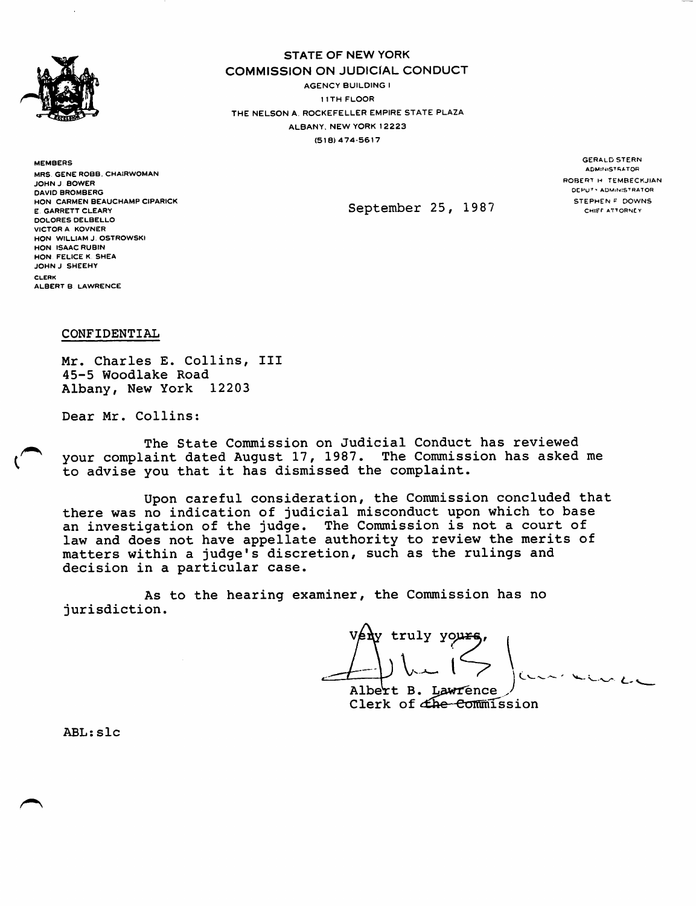# STATE OF NEW YORK
## COMMISSION ON JUDICIAL CONDUCT

AGENCY BUILDING I
11TH FLOOR
THE NELSON A. ROCKEFELLER EMPIRE STATE PLAZA
ALBANY, NEW YORK 12223
(518) 474-5617

MEMBERS
MRS. GENE ROBB, CHAIRWOMAN
JOHN J. BOWER
DAVID BROMBERG
HON. CARMEN BEAUCHAMP CIPARICK
E. GARRETT CLEARY
DOLORES DELBELLO
VICTOR A. KOVNER
HON. WILLIAM J. OSTROWSKI
HON. ISAAC RUBIN
HON. FELICE K. SHEA
JOHN J. SHEEHY
CLERK
ALBERT B. LAWRENCE

GERALD STERN
ADMINISTRATOR
ROBERT H. TEMBECKJIAN
DEPUTY ADMINISTRATOR
STEPHEN F. DOWNS
CHIEF ATTORNEY

September 25, 1987

CONFIDENTIAL

Mr. Charles E. Collins, III
45-5 Woodlake Road
Albany, New York 12203

Dear Mr. Collins:

The State Commission on Judicial Conduct has reviewed your complaint dated August 17, 1987. The Commission has asked me to advise you that it has dismissed the complaint.

Upon careful consideration, the Commission concluded that there was no indication of judicial misconduct upon which to base an investigation of the judge. The Commission is not a court of law and does not have appellate authority to review the merits of matters within a judge's discretion, such as the rulings and decision in a particular case.

As to the hearing examiner, the Commission has no jurisdiction.

Very truly yours,

Albert B. Lawrence
Clerk of the Commission

ABL:slc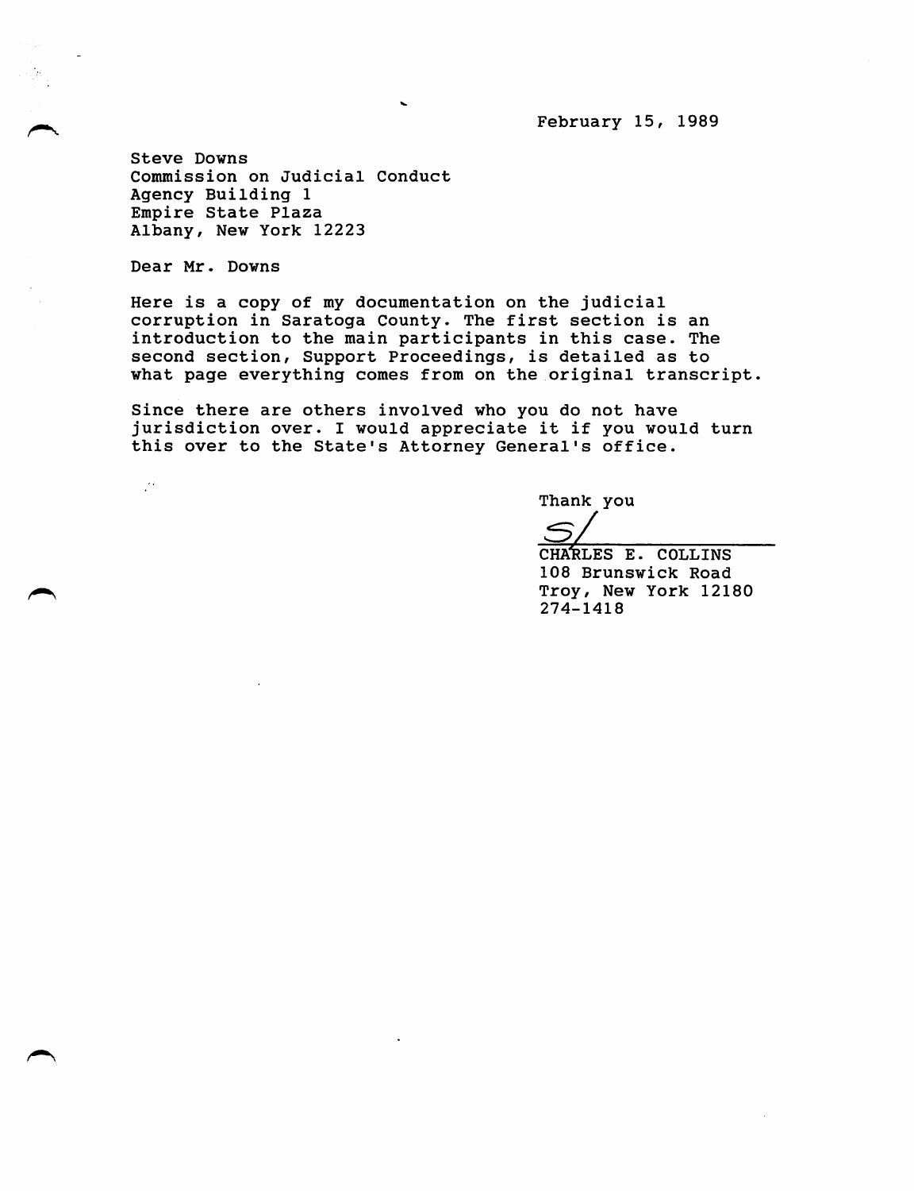February 15, 1989

Steve Downs
Commission on Judicial Conduct
Agency Building 1
Empire State Plaza
Albany, New York 12223

Dear Mr. Downs

Here is a copy of my documentation on the judicial corruption in Saratoga County. The first section is an introduction to the main participants in this case. The second section, Support Proceedings, is detailed as to what page everything comes from on the original transcript.

Since there are others involved who you do not have jurisdiction over. I would appreciate it if you would turn this over to the State's Attorney General's office.

Thank you

S/

CHARLES E. COLLINS
108 Brunswick Road
Troy, New York 12180
274-1418